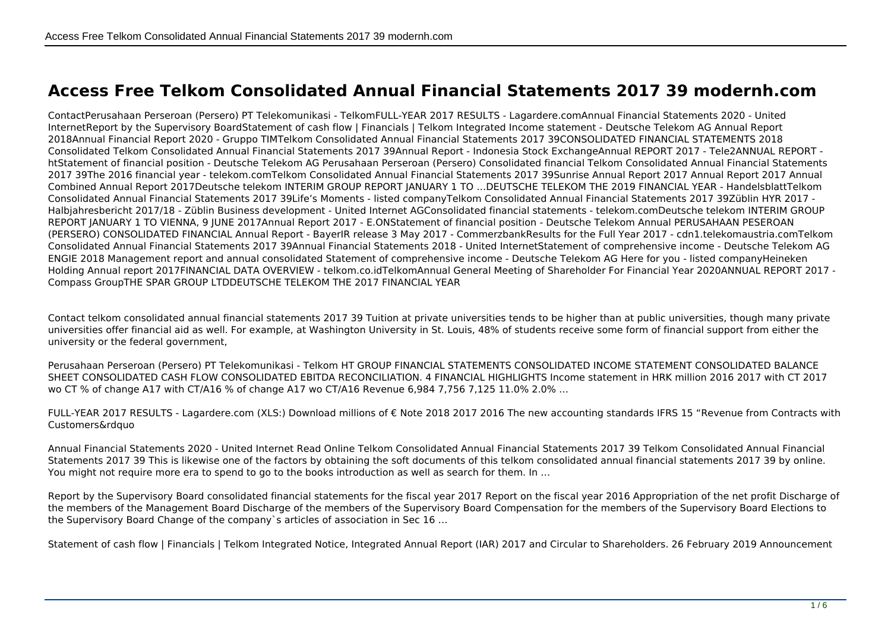# Access Free Telkom Consolidated Annual Financial Statements 2017 39 modernh.com

ContactPerusahaan Perseroan (Persero) PT Telekomunikasi - TelkomFULL-YEAR 2017 RESULTS - Lagardere.comAnnual Financial Statements 2020 - United InternetReport by the Supervisory BoardStatement of cash flow | Financials | Telkom Integrated Income statement - Deutsche Telekom AG Annual Report 2018Annual Financial Report 2020 - Gruppo TIMTelkom Consolidated Annual Financial Statements 2017 39CONSOLIDATED FINANCIAL STATEMENTS 2018 Consolidated Telkom Consolidated Annual Financial Statements 2017 39Annual Report - Indonesia Stock ExchangeAnnual REPORT 2017 - Tele2ANNUAL REPORT - htStatement of financial position - Deutsche Telekom AG Perusahaan Perseroan (Persero) Consolidated financial Telkom Consolidated Annual Financial Statements 2017 39The 2016 financial year - telekom.comTelkom Consolidated Annual Financial Statements 2017 39Sunrise Annual Report 2017 Annual Report 2017 Annual Combined Annual Report 2017Deutsche telekom INTERIM GROUP REPORT JANUARY 1 TO …DEUTSCHE TELEKOM THE 2019 FINANCIAL YEAR - HandelsblattTelkom Consolidated Annual Financial Statements 2017 39Life's Moments - listed companyTelkom Consolidated Annual Financial Statements 2017 39Züblin HYR 2017 - Halbjahresbericht 2017/18 - Züblin Business development - United Internet AGConsolidated financial statements - telekom.comDeutsche telekom INTERIM GROUP REPORT JANUARY 1 TO VIENNA, 9 JUNE 2017Annual Report 2017 - E.ONStatement of financial position - Deutsche Telekom Annual PERUSAHAAN PESEROAN (PERSERO) CONSOLIDATED FINANCIAL Annual Report - BayerIR release 3 May 2017 - CommerzbankResults for the Full Year 2017 - cdn1.telekomaustria.comTelkom Consolidated Annual Financial Statements 2017 39Annual Financial Statements 2018 - United InternetStatement of comprehensive income - Deutsche Telekom AG ENGIE 2018 Management report and annual consolidated Statement of comprehensive income - Deutsche Telekom AG Here for you - listed companyHeineken Holding Annual report 2017FINANCIAL DATA OVERVIEW - telkom.co.idTelkomAnnual General Meeting of Shareholder For Financial Year 2020ANNUAL REPORT 2017 - Compass GroupTHE SPAR GROUP LTDDEUTSCHE TELEKOM THE 2017 FINANCIAL YEAR

Contact telkom consolidated annual financial statements 2017 39 Tuition at private universities tends to be higher than at public universities, though many private universities offer financial aid as well. For example, at Washington University in St. Louis, 48% of students receive some form of financial support from either the university or the federal government,

Perusahaan Perseroan (Persero) PT Telekomunikasi - Telkom HT GROUP FINANCIAL STATEMENTS CONSOLIDATED INCOME STATEMENT CONSOLIDATED BALANCE SHEET CONSOLIDATED CASH FLOW CONSOLIDATED EBITDA RECONCILIATION. 4 FINANCIAL HIGHLIGHTS Income statement in HRK million 2016 2017 with CT 2017 wo CT % of change A17 with CT/A16 % of change A17 wo CT/A16 Revenue 6,984 7,756 7,125 11.0% 2.0% …

FULL-YEAR 2017 RESULTS - Lagardere.com (XLS:) Download millions of € Note 2018 2017 2016 The new accounting standards IFRS 15 "Revenue from Contracts with Customers&rdquo

Annual Financial Statements 2020 - United Internet Read Online Telkom Consolidated Annual Financial Statements 2017 39 Telkom Consolidated Annual Financial Statements 2017 39 This is likewise one of the factors by obtaining the soft documents of this telkom consolidated annual financial statements 2017 39 by online. You might not require more era to spend to go to the books introduction as well as search for them. In …

Report by the Supervisory Board consolidated financial statements for the fiscal year 2017 Report on the fiscal year 2016 Appropriation of the net profit Discharge of the members of the Management Board Discharge of the members of the Supervisory Board Compensation for the members of the Supervisory Board Elections to the Supervisory Board Change of the company`s articles of association in Sec 16 …

Statement of cash flow | Financials | Telkom Integrated Notice, Integrated Annual Report (IAR) 2017 and Circular to Shareholders. 26 February 2019 Announcement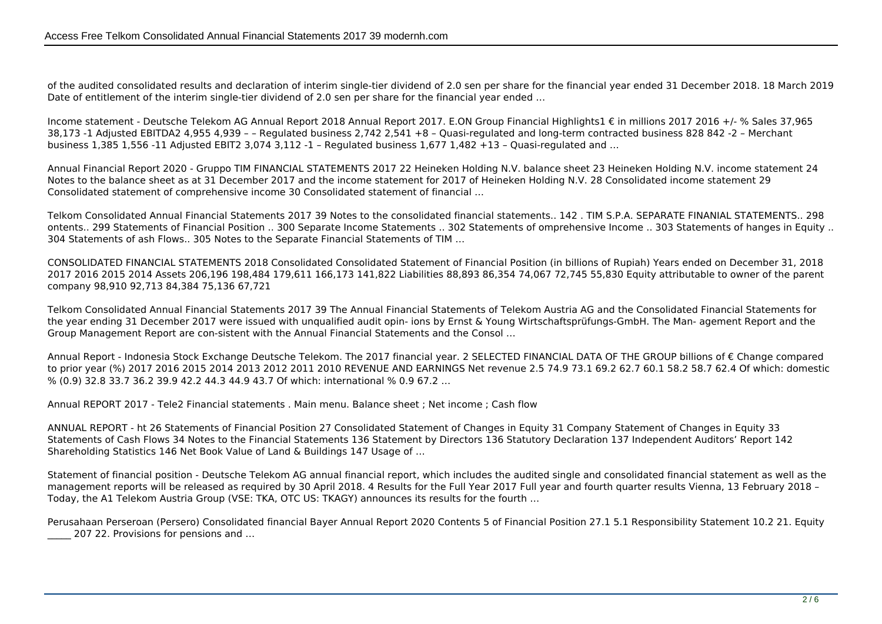of the audited consolidated results and declaration of interim single-tier dividend of 2.0 sen per share for the financial year ended 31 December 2018. 18 March 2019 Date of entitlement of the interim single-tier dividend of 2.0 sen per share for the financial year ended …

Income statement - Deutsche Telekom AG Annual Report 2018 Annual Report 2017. E.ON Group Financial Highlights1 € in millions 2017 2016 +/- % Sales 37,965 38,173 -1 Adjusted EBITDA2 4,955 4,939 – – Regulated business 2,742 2,541 +8 – Quasi-regulated and long-term contracted business 828 842 -2 – Merchant business 1,385 1,556 -11 Adjusted EBIT2 3,074 3,112 -1 – Regulated business 1,677 1,482 +13 – Quasi-regulated and …

Annual Financial Report 2020 - Gruppo TIM FINANCIAL STATEMENTS 2017 22 Heineken Holding N.V. balance sheet 23 Heineken Holding N.V. income statement 24 Notes to the balance sheet as at 31 December 2017 and the income statement for 2017 of Heineken Holding N.V. 28 Consolidated income statement 29 Consolidated statement of comprehensive income 30 Consolidated statement of financial …

Telkom Consolidated Annual Financial Statements 2017 39 Notes to the consolidated financial statements.. 142 . TIM S.P.A. SEPARATE FINANIAL STATEMENTS.. 298 ontents.. 299 Statements of Financial Position .. 300 Separate Income Statements .. 302 Statements of omprehensive Income .. 303 Statements of hanges in Equity .. 304 Statements of ash Flows.. 305 Notes to the Separate Financial Statements of TIM …

CONSOLIDATED FINANCIAL STATEMENTS 2018 Consolidated Consolidated Statement of Financial Position (in billions of Rupiah) Years ended on December 31, 2018 2017 2016 2015 2014 Assets 206,196 198,484 179,611 166,173 141,822 Liabilities 88,893 86,354 74,067 72,745 55,830 Equity attributable to owner of the parent company 98,910 92,713 84,384 75,136 67,721

Telkom Consolidated Annual Financial Statements 2017 39 The Annual Financial Statements of Telekom Austria AG and the Consolidated Financial Statements for the year ending 31 December 2017 were issued with unqualified audit opin- ions by Ernst & Young Wirtschaftsprüfungs-GmbH. The Man- agement Report and the Group Management Report are con-sistent with the Annual Financial Statements and the Consol …

Annual Report - Indonesia Stock Exchange Deutsche Telekom. The 2017 financial year. 2 SELECTED FINANCIAL DATA OF THE GROUP billions of € Change compared to prior year (%) 2017 2016 2015 2014 2013 2012 2011 2010 REVENUE AND EARNINGS Net revenue 2.5 74.9 73.1 69.2 62.7 60.1 58.2 58.7 62.4 Of which: domestic % (0.9) 32.8 33.7 36.2 39.9 42.2 44.3 44.9 43.7 Of which: international % 0.9 67.2 …

Annual REPORT 2017 - Tele2 Financial statements . Main menu. Balance sheet ; Net income ; Cash flow

ANNUAL REPORT - ht 26 Statements of Financial Position 27 Consolidated Statement of Changes in Equity 31 Company Statement of Changes in Equity 33 Statements of Cash Flows 34 Notes to the Financial Statements 136 Statement by Directors 136 Statutory Declaration 137 Independent Auditors' Report 142 Shareholding Statistics 146 Net Book Value of Land & Buildings 147 Usage of …

Statement of financial position - Deutsche Telekom AG annual financial report, which includes the audited single and consolidated financial statement as well as the management reports will be released as required by 30 April 2018. 4 Results for the Full Year 2017 Full year and fourth quarter results Vienna, 13 February 2018 – Today, the A1 Telekom Austria Group (VSE: TKA, OTC US: TKAGY) announces its results for the fourth …

Perusahaan Perseroan (Persero) Consolidated financial Bayer Annual Report 2020 Contents 5 of Financial Position 27.1 5.1 Responsibility Statement 10.2 21. Equity _____ 207 22. Provisions for pensions and …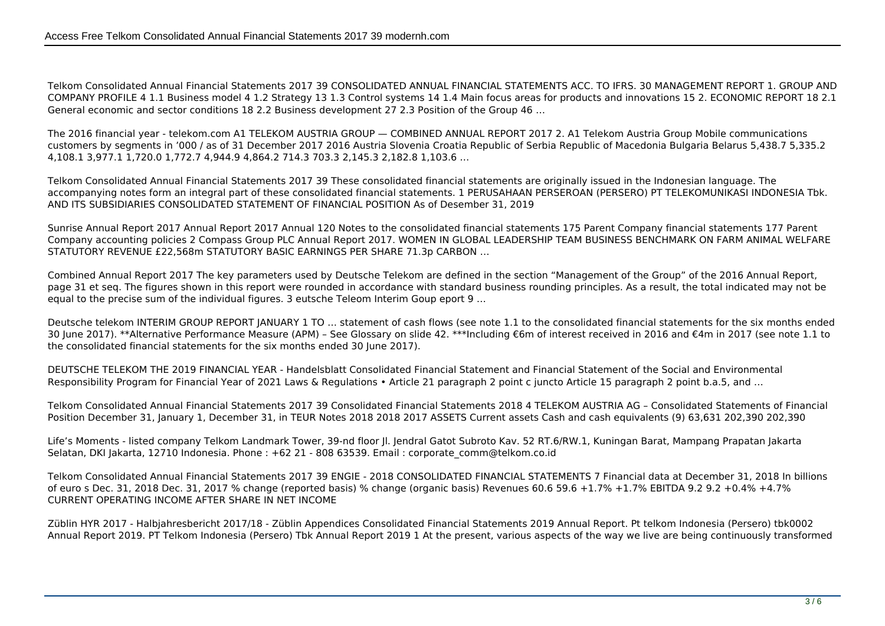Telkom Consolidated Annual Financial Statements 2017 39 CONSOLIDATED ANNUAL FINANCIAL STATEMENTS ACC. TO IFRS. 30 MANAGEMENT REPORT 1. GROUP AND COMPANY PROFILE 4 1.1 Business model 4 1.2 Strategy 13 1.3 Control systems 14 1.4 Main focus areas for products and innovations 15 2. ECONOMIC REPORT 18 2.1 General economic and sector conditions 18 2.2 Business development 27 2.3 Position of the Group 46 …

The 2016 financial year - telekom.com A1 TELEKOM AUSTRIA GROUP — COMBINED ANNUAL REPORT 2017 2. A1 Telekom Austria Group Mobile communications customers by segments in '000 / as of 31 December 2017 2016 Austria Slovenia Croatia Republic of Serbia Republic of Macedonia Bulgaria Belarus 5,438.7 5,335.2 4,108.1 3,977.1 1,720.0 1,772.7 4,944.9 4,864.2 714.3 703.3 2,145.3 2,182.8 1,103.6 …

Telkom Consolidated Annual Financial Statements 2017 39 These consolidated financial statements are originally issued in the Indonesian language. The accompanying notes form an integral part of these consolidated financial statements. 1 PERUSAHAAN PERSEROAN (PERSERO) PT TELEKOMUNIKASI INDONESIA Tbk. AND ITS SUBSIDIARIES CONSOLIDATED STATEMENT OF FINANCIAL POSITION As of Desember 31, 2019

Sunrise Annual Report 2017 Annual Report 2017 Annual 120 Notes to the consolidated financial statements 175 Parent Company financial statements 177 Parent Company accounting policies 2 Compass Group PLC Annual Report 2017. WOMEN IN GLOBAL LEADERSHIP TEAM BUSINESS BENCHMARK ON FARM ANIMAL WELFARE STATUTORY REVENUE £22,568m STATUTORY BASIC EARNINGS PER SHARE 71.3p CARBON …

Combined Annual Report 2017 The key parameters used by Deutsche Telekom are defined in the section "Management of the Group" of the 2016 Annual Report, page 31 et seq. The figures shown in this report were rounded in accordance with standard business rounding principles. As a result, the total indicated may not be equal to the precise sum of the individual figures. 3 eutsche Teleom Interim Goup eport 9 …

Deutsche telekom INTERIM GROUP REPORT JANUARY 1 TO … statement of cash flows (see note 1.1 to the consolidated financial statements for the six months ended 30 June 2017). **Alternative Performance Measure (APM) – See Glossary on slide 42. ***Including €6m of interest received in 2016 and €4m in 2017 (see note 1.1 to the consolidated financial statements for the six months ended 30 June 2017).

DEUTSCHE TELEKOM THE 2019 FINANCIAL YEAR - Handelsblatt Consolidated Financial Statement and Financial Statement of the Social and Environmental Responsibility Program for Financial Year of 2021 Laws & Regulations • Article 21 paragraph 2 point c juncto Article 15 paragraph 2 point b.a.5, and …

Telkom Consolidated Annual Financial Statements 2017 39 Consolidated Financial Statements 2018 4 TELEKOM AUSTRIA AG – Consolidated Statements of Financial Position December 31, January 1, December 31, in TEUR Notes 2018 2018 2017 ASSETS Current assets Cash and cash equivalents (9) 63,631 202,390 202,390

Life's Moments - listed company Telkom Landmark Tower, 39-nd floor Jl. Jendral Gatot Subroto Kav. 52 RT.6/RW.1, Kuningan Barat, Mampang Prapatan Jakarta Selatan, DKI Jakarta, 12710 Indonesia. Phone : +62 21 - 808 63539. Email : corporate_comm@telkom.co.id

Telkom Consolidated Annual Financial Statements 2017 39 ENGIE - 2018 CONSOLIDATED FINANCIAL STATEMENTS 7 Financial data at December 31, 2018 In billions of euro s Dec. 31, 2018 Dec. 31, 2017 % change (reported basis) % change (organic basis) Revenues 60.6 59.6 +1.7% +1.7% EBITDA 9.2 9.2 +0.4% +4.7% CURRENT OPERATING INCOME AFTER SHARE IN NET INCOME

Züblin HYR 2017 - Halbjahresbericht 2017/18 - Züblin Appendices Consolidated Financial Statements 2019 Annual Report. Pt telkom Indonesia (Persero) tbk0002 Annual Report 2019. PT Telkom Indonesia (Persero) Tbk Annual Report 2019 1 At the present, various aspects of the way we live are being continuously transformed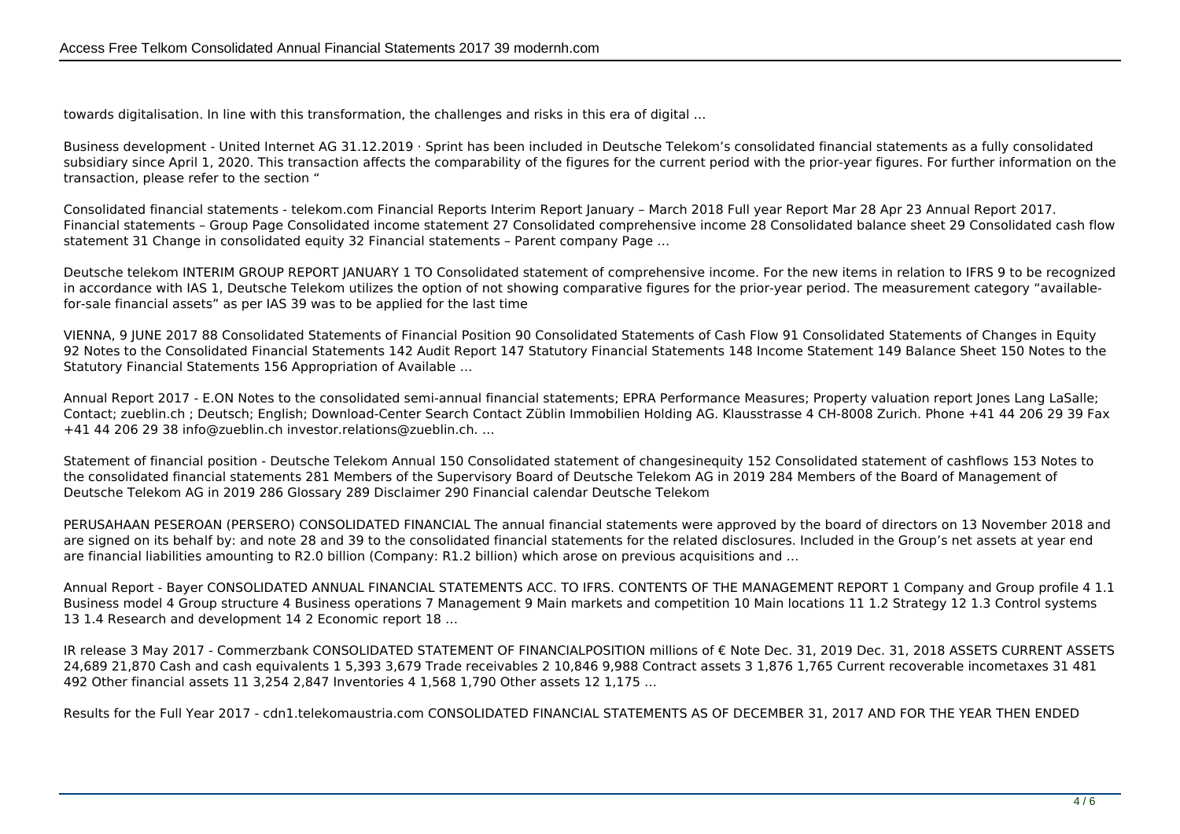towards digitalisation. In line with this transformation, the challenges and risks in this era of digital …

Business development - United Internet AG 31.12.2019 · Sprint has been included in Deutsche Telekom's consolidated financial statements as a fully consolidated subsidiary since April 1, 2020. This transaction affects the comparability of the figures for the current period with the prior-year figures. For further information on the transaction, please refer to the section "

Consolidated financial statements - telekom.com Financial Reports Interim Report January – March 2018 Full year Report Mar 28 Apr 23 Annual Report 2017. Financial statements – Group Page Consolidated income statement 27 Consolidated comprehensive income 28 Consolidated balance sheet 29 Consolidated cash flow statement 31 Change in consolidated equity 32 Financial statements – Parent company Page …

Deutsche telekom INTERIM GROUP REPORT JANUARY 1 TO Consolidated statement of comprehensive income. For the new items in relation to IFRS 9 to be recognized in accordance with IAS 1, Deutsche Telekom utilizes the option of not showing comparative figures for the prior-year period. The measurement category "available-for-sale financial assets" as per IAS 39 was to be applied for the last time

VIENNA, 9 JUNE 2017 88 Consolidated Statements of Financial Position 90 Consolidated Statements of Cash Flow 91 Consolidated Statements of Changes in Equity 92 Notes to the Consolidated Financial Statements 142 Audit Report 147 Statutory Financial Statements 148 Income Statement 149 Balance Sheet 150 Notes to the Statutory Financial Statements 156 Appropriation of Available …

Annual Report 2017 - E.ON Notes to the consolidated semi-annual financial statements; EPRA Performance Measures; Property valuation report Jones Lang LaSalle; Contact; zueblin.ch ; Deutsch; English; Download-Center Search Contact Züblin Immobilien Holding AG. Klausstrasse 4 CH-8008 Zurich. Phone +41 44 206 29 39 Fax +41 44 206 29 38 info@zueblin.ch investor.relations@zueblin.ch. …

Statement of financial position - Deutsche Telekom Annual 150 Consolidated statement of changesinequity 152 Consolidated statement of cashflows 153 Notes to the consolidated financial statements 281 Members of the Supervisory Board of Deutsche Telekom AG in 2019 284 Members of the Board of Management of Deutsche Telekom AG in 2019 286 Glossary 289 Disclaimer 290 Financial calendar Deutsche Telekom

PERUSAHAAN PESEROAN (PERSERO) CONSOLIDATED FINANCIAL The annual financial statements were approved by the board of directors on 13 November 2018 and are signed on its behalf by: and note 28 and 39 to the consolidated financial statements for the related disclosures. Included in the Group's net assets at year end are financial liabilities amounting to R2.0 billion (Company: R1.2 billion) which arose on previous acquisitions and …

Annual Report - Bayer CONSOLIDATED ANNUAL FINANCIAL STATEMENTS ACC. TO IFRS. CONTENTS OF THE MANAGEMENT REPORT 1 Company and Group profile 4 1.1 Business model 4 Group structure 4 Business operations 7 Management 9 Main markets and competition 10 Main locations 11 1.2 Strategy 12 1.3 Control systems 13 1.4 Research and development 14 2 Economic report 18 …

IR release 3 May 2017 - Commerzbank CONSOLIDATED STATEMENT OF FINANCIALPOSITION millions of € Note Dec. 31, 2019 Dec. 31, 2018 ASSETS CURRENT ASSETS 24,689 21,870 Cash and cash equivalents 1 5,393 3,679 Trade receivables 2 10,846 9,988 Contract assets 3 1,876 1,765 Current recoverable incometaxes 31 481 492 Other financial assets 11 3,254 2,847 Inventories 4 1,568 1,790 Other assets 12 1,175 …

Results for the Full Year 2017 - cdn1.telekomaustria.com CONSOLIDATED FINANCIAL STATEMENTS AS OF DECEMBER 31, 2017 AND FOR THE YEAR THEN ENDED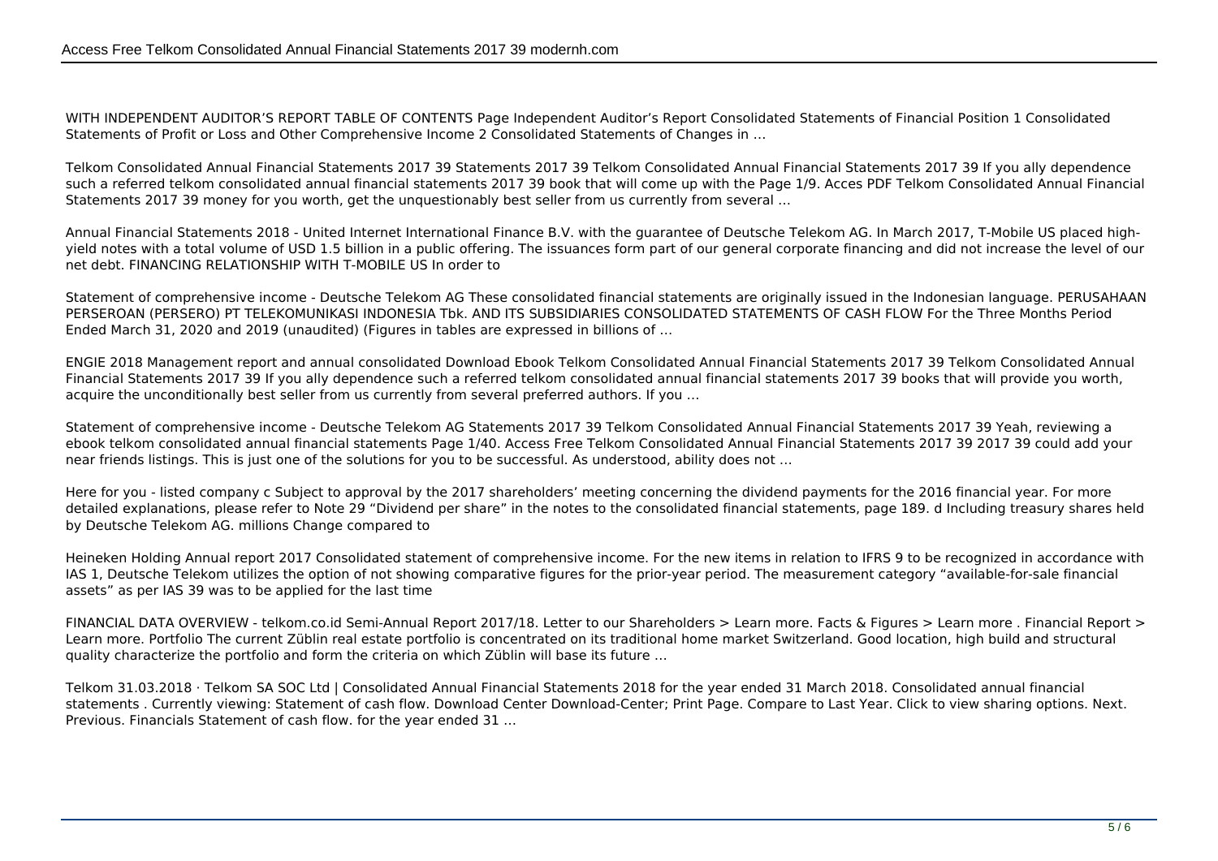WITH INDEPENDENT AUDITOR'S REPORT TABLE OF CONTENTS Page Independent Auditor's Report Consolidated Statements of Financial Position 1 Consolidated Statements of Profit or Loss and Other Comprehensive Income 2 Consolidated Statements of Changes in …

Telkom Consolidated Annual Financial Statements 2017 39 Statements 2017 39 Telkom Consolidated Annual Financial Statements 2017 39 If you ally dependence such a referred telkom consolidated annual financial statements 2017 39 book that will come up with the Page 1/9. Acces PDF Telkom Consolidated Annual Financial Statements 2017 39 money for you worth, get the unquestionably best seller from us currently from several …

Annual Financial Statements 2018 - United Internet International Finance B.V. with the guarantee of Deutsche Telekom AG. In March 2017, T-Mobile US placed high-yield notes with a total volume of USD 1.5 billion in a public offering. The issuances form part of our general corporate financing and did not increase the level of our net debt. FINANCING RELATIONSHIP WITH T-MOBILE US In order to

Statement of comprehensive income - Deutsche Telekom AG These consolidated financial statements are originally issued in the Indonesian language. PERUSAHAAN PERSEROAN (PERSERO) PT TELEKOMUNIKASI INDONESIA Tbk. AND ITS SUBSIDIARIES CONSOLIDATED STATEMENTS OF CASH FLOW For the Three Months Period Ended March 31, 2020 and 2019 (unaudited) (Figures in tables are expressed in billions of …

ENGIE 2018 Management report and annual consolidated Download Ebook Telkom Consolidated Annual Financial Statements 2017 39 Telkom Consolidated Annual Financial Statements 2017 39 If you ally dependence such a referred telkom consolidated annual financial statements 2017 39 books that will provide you worth, acquire the unconditionally best seller from us currently from several preferred authors. If you …

Statement of comprehensive income - Deutsche Telekom AG Statements 2017 39 Telkom Consolidated Annual Financial Statements 2017 39 Yeah, reviewing a ebook telkom consolidated annual financial statements Page 1/40. Access Free Telkom Consolidated Annual Financial Statements 2017 39 2017 39 could add your near friends listings. This is just one of the solutions for you to be successful. As understood, ability does not …

Here for you - listed company c Subject to approval by the 2017 shareholders' meeting concerning the dividend payments for the 2016 financial year. For more detailed explanations, please refer to Note 29 "Dividend per share" in the notes to the consolidated financial statements, page 189. d Including treasury shares held by Deutsche Telekom AG. millions Change compared to

Heineken Holding Annual report 2017 Consolidated statement of comprehensive income. For the new items in relation to IFRS 9 to be recognized in accordance with IAS 1, Deutsche Telekom utilizes the option of not showing comparative figures for the prior-year period. The measurement category "available-for-sale financial assets" as per IAS 39 was to be applied for the last time

FINANCIAL DATA OVERVIEW - telkom.co.id Semi-Annual Report 2017/18. Letter to our Shareholders > Learn more. Facts & Figures > Learn more . Financial Report > Learn more. Portfolio The current Züblin real estate portfolio is concentrated on its traditional home market Switzerland. Good location, high build and structural quality characterize the portfolio and form the criteria on which Züblin will base its future …

Telkom 31.03.2018 · Telkom SA SOC Ltd | Consolidated Annual Financial Statements 2018 for the year ended 31 March 2018. Consolidated annual financial statements . Currently viewing: Statement of cash flow. Download Center Download-Center; Print Page. Compare to Last Year. Click to view sharing options. Next. Previous. Financials Statement of cash flow. for the year ended 31 …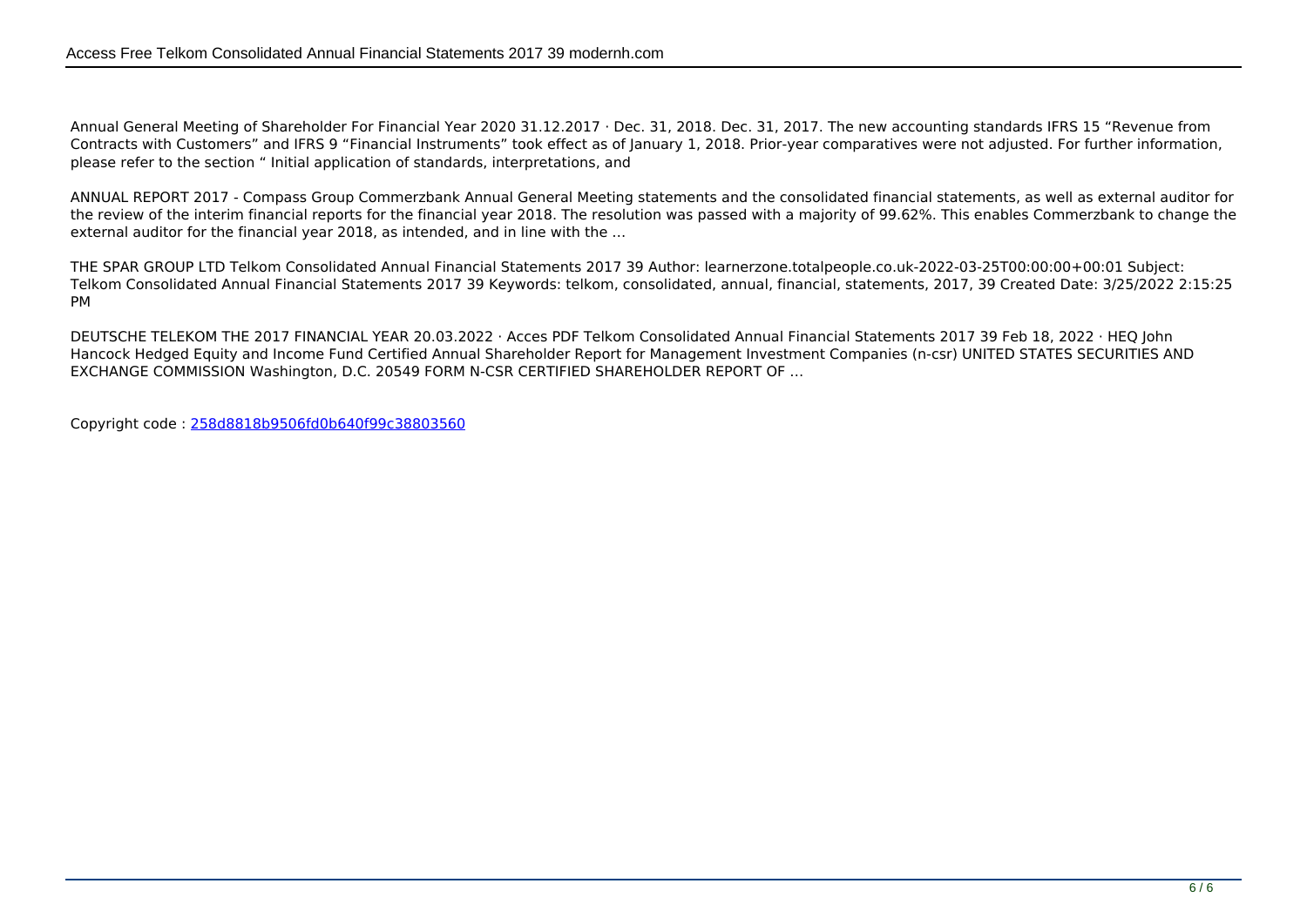Annual General Meeting of Shareholder For Financial Year 2020 31.12.2017 · Dec. 31, 2018. Dec. 31, 2017. The new accounting standards IFRS 15 "Revenue from Contracts with Customers" and IFRS 9 "Financial Instruments" took effect as of January 1, 2018. Prior-year comparatives were not adjusted. For further information, please refer to the section " Initial application of standards, interpretations, and

ANNUAL REPORT 2017 - Compass Group Commerzbank Annual General Meeting statements and the consolidated financial statements, as well as external auditor for the review of the interim financial reports for the financial year 2018. The resolution was passed with a majority of 99.62%. This enables Commerzbank to change the external auditor for the financial year 2018, as intended, and in line with the …

THE SPAR GROUP LTD Telkom Consolidated Annual Financial Statements 2017 39 Author: learnerzone.totalpeople.co.uk-2022-03-25T00:00:00+00:01 Subject: Telkom Consolidated Annual Financial Statements 2017 39 Keywords: telkom, consolidated, annual, financial, statements, 2017, 39 Created Date: 3/25/2022 2:15:25 PM

DEUTSCHE TELEKOM THE 2017 FINANCIAL YEAR 20.03.2022 · Acces PDF Telkom Consolidated Annual Financial Statements 2017 39 Feb 18, 2022 · HEQ John Hancock Hedged Equity and Income Fund Certified Annual Shareholder Report for Management Investment Companies (n-csr) UNITED STATES SECURITIES AND EXCHANGE COMMISSION Washington, D.C. 20549 FORM N-CSR CERTIFIED SHAREHOLDER REPORT OF …

Copyright code : 258d8818b9506fd0b640f99c38803560